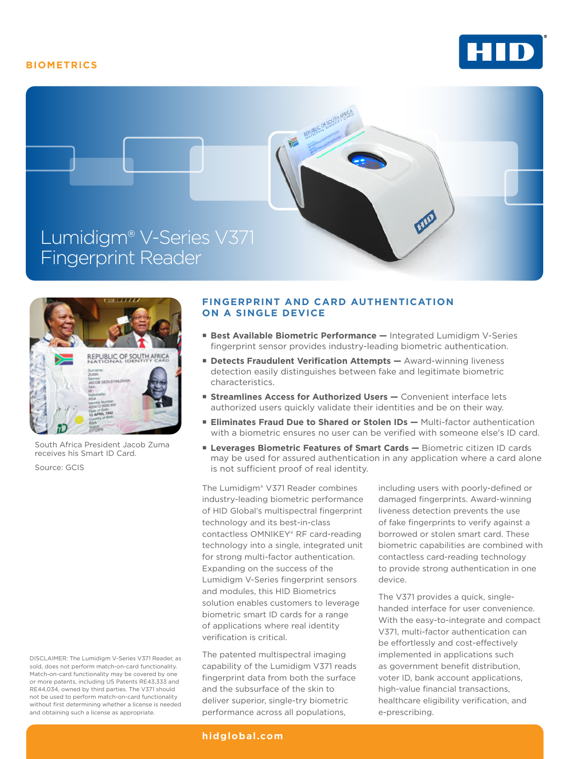BIOMETRICS

# Lumidigm® V-Series V371 Fingerprint Reader

South Africa President Jacob Zuma receives his Smart ID Card.

Source: GCIS

## FINGERPRINT AND CARD AUTHENTICATION ON A SINGLE DEVICE

- **Best Available Biometric Performance —** Integrated Lumidigm V-Series fingerprint sensor provides industry-leading biometric authentication.
- **Detects Fraudulent Verification Attempts —** Award-winning liveness detection easily distinguishes between fake and legitimate biometric characteristics.
- **Streamlines Access for Authorized Users —** Convenient interface lets authorized users quickly validate their identities and be on their way.
- **Eliminates Fraud Due to Shared or Stolen IDs —** Multi-factor authentication with a biometric ensures no user can be verified with someone else's ID card.
- **Leverages Biometric Features of Smart Cards —** Biometric citizen ID cards may be used for assured authentication in any application where a card alone is not sufficient proof of real identity.

The Lumidigm® V371 Reader combines industry-leading biometric performance of HID Global's multispectral fingerprint technology and its best-in-class contactless OMNIKEY® RF card-reading technology into a single, integrated unit for strong multi-factor authentication. Expanding on the success of the Lumidigm V-Series fingerprint sensors and modules, this HID Biometrics solution enables customers to leverage biometric smart ID cards for a range of applications where real identity verification is critical.

The patented multispectral imaging capability of the Lumidigm V371 reads fingerprint data from both the surface and the subsurface of the skin to deliver superior, single-try biometric performance across all populations, including users with poorly-defined or damaged fingerprints. Award-winning liveness detection prevents the use of fake fingerprints to verify against a borrowed or stolen smart card. These biometric capabilities are combined with contactless card-reading technology to provide strong authentication in one device.

The V371 provides a quick, single-handed interface for user convenience. With the easy-to-integrate and compact V371, multi-factor authentication can be effortlessly and cost-effectively implemented in applications such as government benefit distribution, voter ID, bank account applications, high-value financial transactions, healthcare eligibility verification, and e-prescribing.

DISCLAIMER: The Lumidigm V-Series V371 Reader, as sold, does not perform match-on-card functionality. Match-on-card functionality may be covered by one or more patents, including US Patents RE43,333 and RE44,034, owned by third parties. The V371 should not be used to perform match-on-card functionality without first determining whether a license is needed and obtaining such a license as appropriate.

hidglobal.com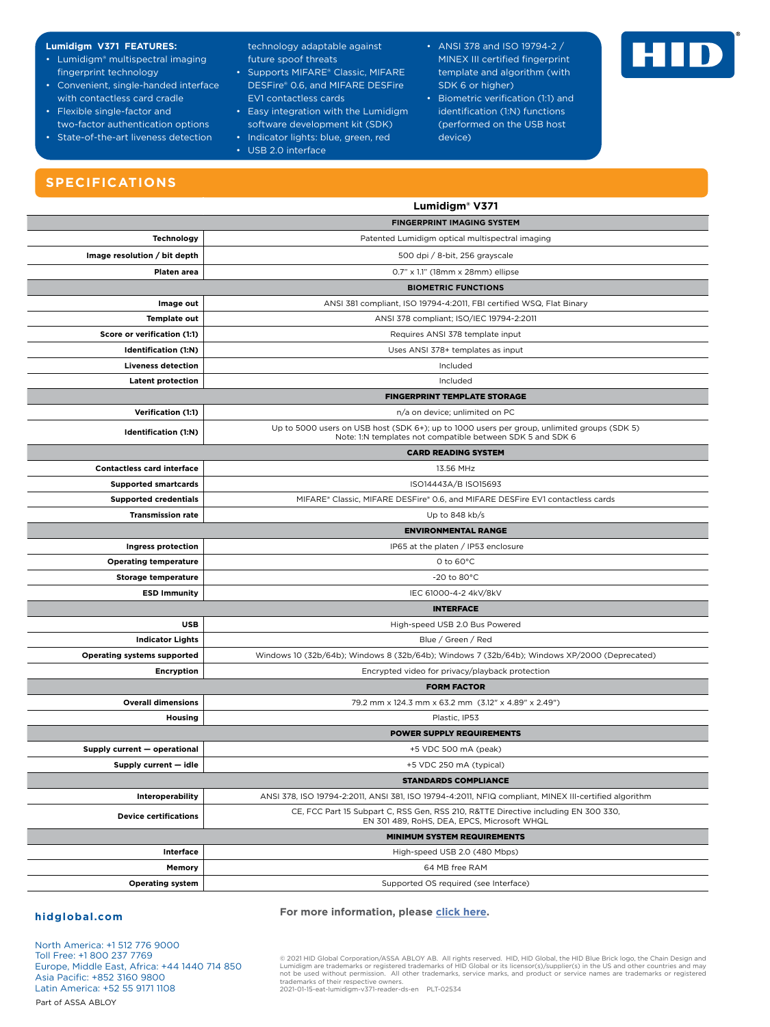**Lumidigm V371 FEATURES:**

- Lumidigm® multispectral imaging fingerprint technology
- Convenient, single-handed interface with contactless card cradle
- Flexible single-factor and two-factor authentication options
- State-of-the-art liveness detection technology adaptable against future spoof threats
- Supports MIFARE® Classic, MIFARE DESFire® 0.6, and MIFARE DESFire EV1 contactless cards
- Easy integration with the Lumidigm software development kit (SDK)
- Indicator lights: blue, green, red
- USB 2.0 interface
- ANSI 378 and ISO 19794-2 / MINEX III certified fingerprint template and algorithm (with SDK 6 or higher)
- Biometric verification (1:1) and identification (1:N) functions (performed on the USB host device)

## SPECIFICATIONS

| | Lumidigm® V371 |
|---|---|
| **FINGERPRINT IMAGING SYSTEM** | |
| **Technology** | Patented Lumidigm optical multispectral imaging |
| **Image resolution / bit depth** | 500 dpi / 8-bit, 256 grayscale |
| **Platen area** | 0.7" x 1.1" (18mm x 28mm) ellipse |
| **BIOMETRIC FUNCTIONS** | |
| **Image out** | ANSI 381 compliant, ISO 19794-4:2011, FBI certified WSQ, Flat Binary |
| **Template out** | ANSI 378 compliant; ISO/IEC 19794-2:2011 |
| **Score or verification (1:1)** | Requires ANSI 378 template input |
| **Identification (1:N)** | Uses ANSI 378+ templates as input |
| **Liveness detection** | Included |
| **Latent protection** | Included |
| **FINGERPRINT TEMPLATE STORAGE** | |
| **Verification (1:1)** | n/a on device; unlimited on PC |
| **Identification (1:N)** | Up to 5000 users on USB host (SDK 6+); up to 1000 users per group, unlimited groups (SDK 5) Note: 1:N templates not compatible between SDK 5 and SDK 6 |
| **CARD READING SYSTEM** | |
| **Contactless card interface** | 13.56 MHz |
| **Supported smartcards** | ISO14443A/B ISO15693 |
| **Supported credentials** | MIFARE® Classic, MIFARE DESFire® 0.6, and MIFARE DESFire EV1 contactless cards |
| **Transmission rate** | Up to 848 kb/s |
| **ENVIRONMENTAL RANGE** | |
| **Ingress protection** | IP65 at the platen / IP53 enclosure |
| **Operating temperature** | 0 to 60°C |
| **Storage temperature** | -20 to 80°C |
| **ESD Immunity** | IEC 61000-4-2 4kV/8kV |
| **INTERFACE** | |
| **USB** | High-speed USB 2.0 Bus Powered |
| **Indicator Lights** | Blue / Green / Red |
| **Operating systems supported** | Windows 10 (32b/64b); Windows 8 (32b/64b); Windows 7 (32b/64b); Windows XP/2000 (Deprecated) |
| **Encryption** | Encrypted video for privacy/playback protection |
| **FORM FACTOR** | |
| **Overall dimensions** | 79.2 mm x 124.3 mm x 63.2 mm (3.12" x 4.89" x 2.49") |
| **Housing** | Plastic, IP53 |
| **POWER SUPPLY REQUIREMENTS** | |
| **Supply current — operational** | +5 VDC 500 mA (peak) |
| **Supply current — idle** | +5 VDC 250 mA (typical) |
| **STANDARDS COMPLIANCE** | |
| **Interoperability** | ANSI 378, ISO 19794-2:2011, ANSI 381, ISO 19794-4:2011, NFIQ compliant, MINEX III-certified algorithm |
| **Device certifications** | CE, FCC Part 15 Subpart C, RSS Gen, RSS 210, R&TTE Directive including EN 300 330, EN 301 489, RoHS, DEA, EPCS, Microsoft WHQL |
| **MINIMUM SYSTEM REQUIREMENTS** | |
| **Interface** | High-speed USB 2.0 (480 Mbps) |
| **Memory** | 64 MB free RAM |
| **Operating system** | Supported OS required (see Interface) |

**hidglobal.com**

**For more information, please click here.**

North America: +1 512 776 9000
Toll Free: +1 800 237 7769
Europe, Middle East, Africa: +44 1440 714 850
Asia Pacific: +852 3160 9800
Latin America: +52 55 9171 1108

Part of ASSA ABLOY

© 2021 HID Global Corporation/ASSA ABLOY AB. All rights reserved. HID, HID Global, the HID Blue Brick logo, the Chain Design and Lumidigm are trademarks or registered trademarks of HID Global or its licensor(s)/supplier(s) in the US and other countries and may not be used without permission. All other trademarks, service marks, and product or service names are trademarks or registered trademarks of their respective owners.
2021-01-15-eat-lumidigm-v371-reader-ds-en PLT-02534